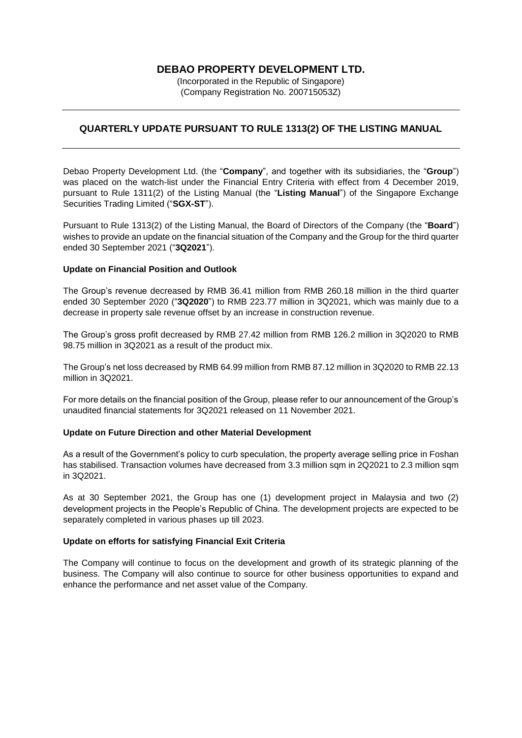# DEBAO PROPERTY DEVELOPMENT LTD.

(Incorporated in the Republic of Singapore)
(Company Registration No. 200715053Z)

## QUARTERLY UPDATE PURSUANT TO RULE 1313(2) OF THE LISTING MANUAL

Debao Property Development Ltd. (the "**Company**", and together with its subsidiaries, the "**Group**") was placed on the watch-list under the Financial Entry Criteria with effect from 4 December 2019, pursuant to Rule 1311(2) of the Listing Manual (the "**Listing Manual**") of the Singapore Exchange Securities Trading Limited ("**SGX-ST**").

Pursuant to Rule 1313(2) of the Listing Manual, the Board of Directors of the Company (the "**Board**") wishes to provide an update on the financial situation of the Company and the Group for the third quarter ended 30 September 2021 ("**3Q2021**").

**Update on Financial Position and Outlook**

The Group's revenue decreased by RMB 36.41 million from RMB 260.18 million in the third quarter ended 30 September 2020 ("**3Q2020**") to RMB 223.77 million in 3Q2021, which was mainly due to a decrease in property sale revenue offset by an increase in construction revenue.

The Group's gross profit decreased by RMB 27.42 million from RMB 126.2 million in 3Q2020 to RMB 98.75 million in 3Q2021 as a result of the product mix.

The Group's net loss decreased by RMB 64.99 million from RMB 87.12 million in 3Q2020 to RMB 22.13 million in 3Q2021.

For more details on the financial position of the Group, please refer to our announcement of the Group's unaudited financial statements for 3Q2021 released on 11 November 2021.

**Update on Future Direction and other Material Development**

As a result of the Government's policy to curb speculation, the property average selling price in Foshan has stabilised. Transaction volumes have decreased from 3.3 million sqm in 2Q2021 to 2.3 million sqm in 3Q2021.

As at 30 September 2021, the Group has one (1) development project in Malaysia and two (2) development projects in the People's Republic of China. The development projects are expected to be separately completed in various phases up till 2023.

**Update on efforts for satisfying Financial Exit Criteria**

The Company will continue to focus on the development and growth of its strategic planning of the business. The Company will also continue to source for other business opportunities to expand and enhance the performance and net asset value of the Company.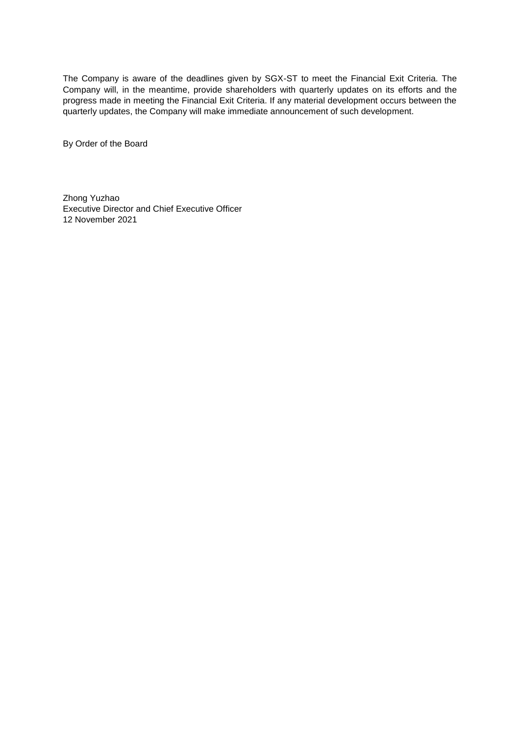The Company is aware of the deadlines given by SGX-ST to meet the Financial Exit Criteria. The Company will, in the meantime, provide shareholders with quarterly updates on its efforts and the progress made in meeting the Financial Exit Criteria. If any material development occurs between the quarterly updates, the Company will make immediate announcement of such development.

By Order of the Board

Zhong Yuzhao
Executive Director and Chief Executive Officer
12 November 2021